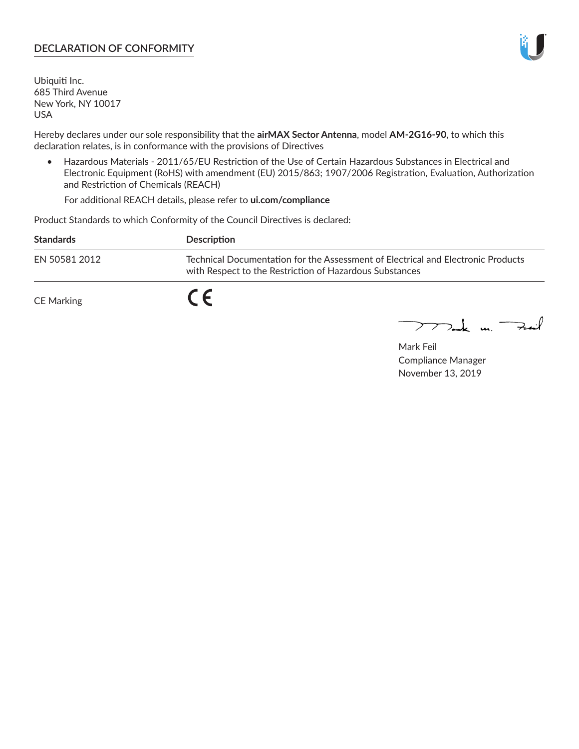## DECLARATION OF CONFORMITY

Ubiquiti Inc.
685 Third Avenue
New York, NY 10017
USA

Hereby declares under our sole responsibility that the **airMAX Sector Antenna**, model **AM-2G16-90**, to which this declaration relates, is in conformance with the provisions of Directives

- Hazardous Materials - 2011/65/EU Restriction of the Use of Certain Hazardous Substances in Electrical and Electronic Equipment (RoHS) with amendment (EU) 2015/863; 1907/2006 Registration, Evaluation, Authorization and Restriction of Chemicals (REACH)

  For additional REACH details, please refer to **ui.com/compliance**

Product Standards to which Conformity of the Council Directives is declared:

| Standards | Description |
|---|---|
| EN 50581 2012 | Technical Documentation for the Assessment of Electrical and Electronic Products with Respect to the Restriction of Hazardous Substances |
| CE Marking | CE |

Mark Feil
Compliance Manager
November 13, 2019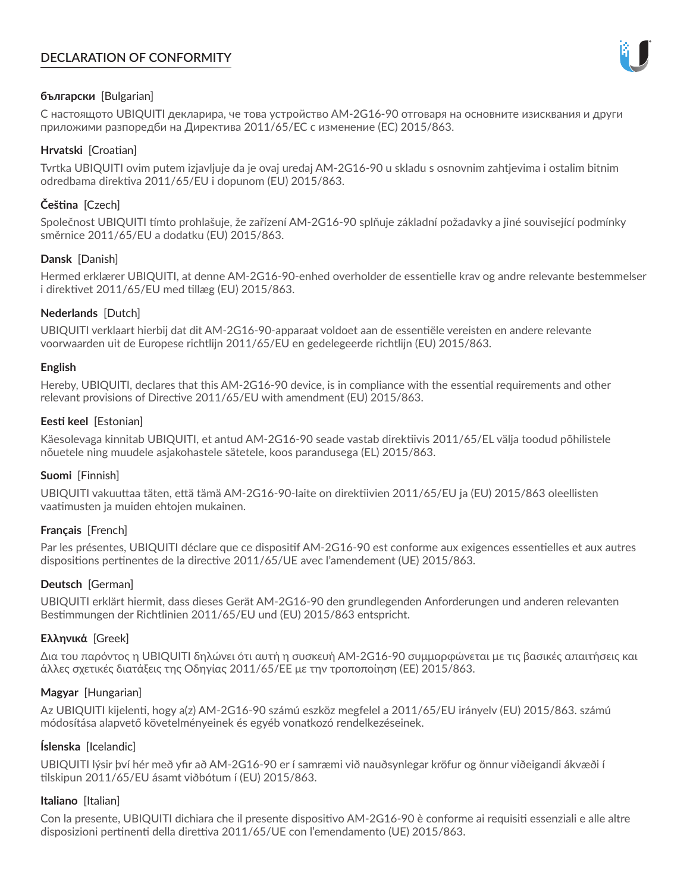# DECLARATION OF CONFORMITY

**български** [Bulgarian]

С настоящото UBIQUITI декларира, че това устройство AM-2G16-90 отговаря на основните изисквания и други приложими разпоредби на Директива 2011/65/ЕС с изменение (ЕС) 2015/863.

**Hrvatski** [Croatian]

Tvrtka UBIQUITI ovim putem izjavljuje da je ovaj uređaj AM-2G16-90 u skladu s osnovnim zahtjevima i ostalim bitnim odredbama direktiva 2011/65/EU i dopunom (EU) 2015/863.

**Čeština** [Czech]

Společnost UBIQUITI tímto prohlašuje, že zařízení AM-2G16-90 splňuje základní požadavky a jiné související podmínky směrnice 2011/65/EU a dodatku (EU) 2015/863.

**Dansk** [Danish]

Hermed erklærer UBIQUITI, at denne AM-2G16-90-enhed overholder de essentielle krav og andre relevante bestemmelser i direktivet 2011/65/EU med tillæg (EU) 2015/863.

**Nederlands** [Dutch]

UBIQUITI verklaart hierbij dat dit AM-2G16-90-apparaat voldoet aan de essentiële vereisten en andere relevante voorwaarden uit de Europese richtlijn 2011/65/EU en gedelegeerde richtlijn (EU) 2015/863.

**English**

Hereby, UBIQUITI, declares that this AM-2G16-90 device, is in compliance with the essential requirements and other relevant provisions of Directive 2011/65/EU with amendment (EU) 2015/863.

**Eesti keel** [Estonian]

Käesolevaga kinnitab UBIQUITI, et antud AM-2G16-90 seade vastab direktiivis 2011/65/EL välja toodud põhilistele nõuetele ning muudele asjakohastele sätetele, koos parandusega (EL) 2015/863.

**Suomi** [Finnish]

UBIQUITI vakuuttaa täten, että tämä AM-2G16-90-laite on direktiivien 2011/65/EU ja (EU) 2015/863 oleellisten vaatimusten ja muiden ehtojen mukainen.

**Français** [French]

Par les présentes, UBIQUITI déclare que ce dispositif AM-2G16-90 est conforme aux exigences essentielles et aux autres dispositions pertinentes de la directive 2011/65/UE avec l'amendement (UE) 2015/863.

**Deutsch** [German]

UBIQUITI erklärt hiermit, dass dieses Gerät AM-2G16-90 den grundlegenden Anforderungen und anderen relevanten Bestimmungen der Richtlinien 2011/65/EU und (EU) 2015/863 entspricht.

**Ελληνικά** [Greek]

Δια του παρόντος η UBIQUITI δηλώνει ότι αυτή η συσκευή AM-2G16-90 συμμορφώνεται με τις βασικές απαιτήσεις και άλλες σχετικές διατάξεις της Οδηγίας 2011/65/ΕΕ με την τροποποίηση (ΕΕ) 2015/863.

**Magyar** [Hungarian]

Az UBIQUITI kijelenti, hogy a(z) AM-2G16-90 számú eszköz megfelel a 2011/65/EU irányelv (EU) 2015/863. számú módosítása alapvető követelményeinek és egyéb vonatkozó rendelkezéseinek.

**Íslenska** [Icelandic]

UBIQUITI lýsir því hér með yfir að AM-2G16-90 er í samræmi við nauðsynlegar kröfur og önnur viðeigandi ákvæði í tilskipun 2011/65/EU ásamt viðbótum í (EU) 2015/863.

**Italiano** [Italian]

Con la presente, UBIQUITI dichiara che il presente dispositivo AM-2G16-90 è conforme ai requisiti essenziali e alle altre disposizioni pertinenti della direttiva 2011/65/UE con l'emendamento (UE) 2015/863.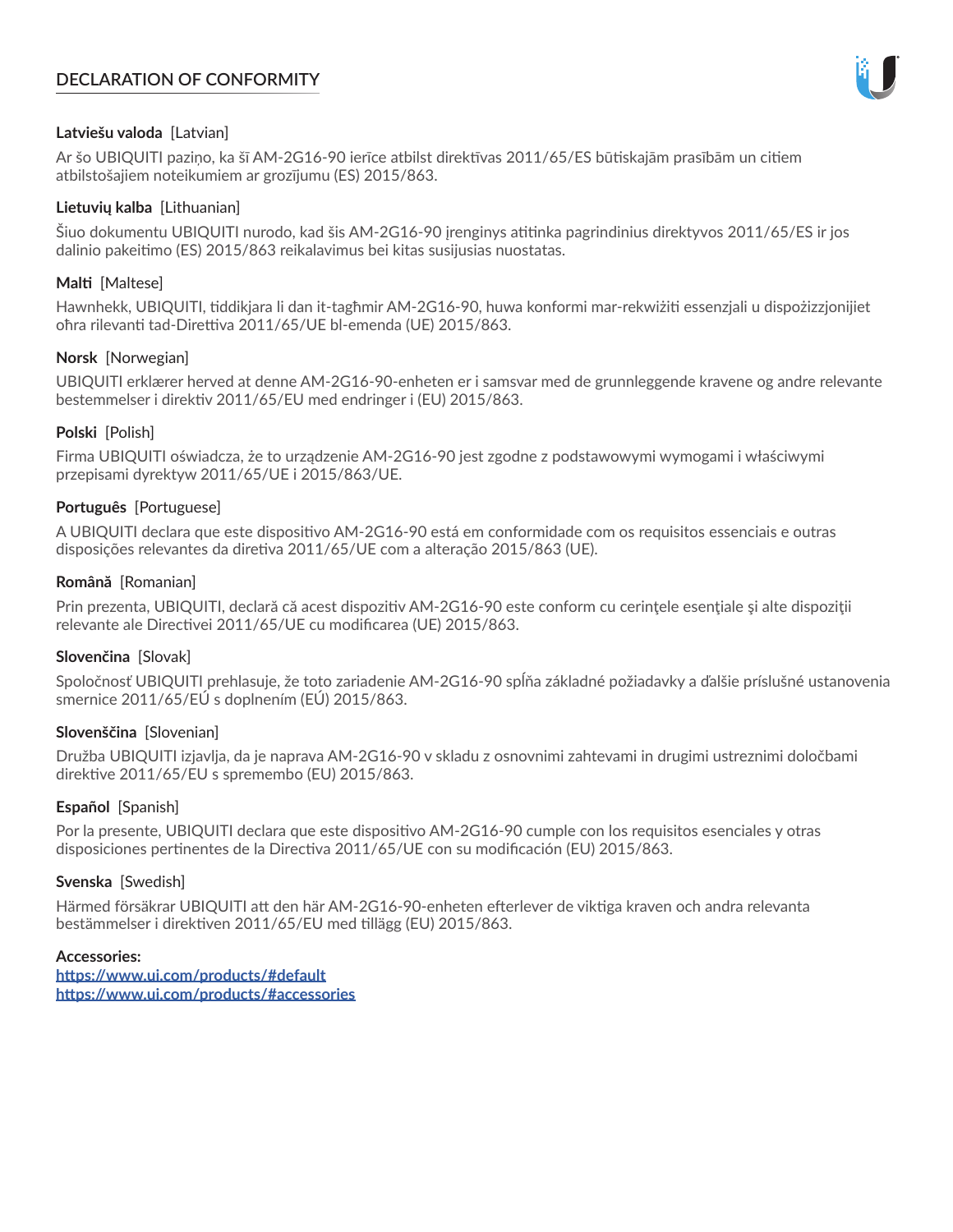# DECLARATION OF CONFORMITY

**Latviešu valoda** [Latvian]

Ar šo UBIQUITI paziņo, ka šī AM-2G16-90 ierīce atbilst direktīvas 2011/65/ES būtiskajām prasībām un citiem atbilstošajiem noteikumiem ar grozījumu (ES) 2015/863.

**Lietuvių kalba** [Lithuanian]

Šiuo dokumentu UBIQUITI nurodo, kad šis AM-2G16-90 įrenginys atitinka pagrindinius direktyvos 2011/65/ES ir jos dalinio pakeitimo (ES) 2015/863 reikalavimus bei kitas susijusias nuostatas.

**Malti** [Maltese]

Hawnhekk, UBIQUITI, tiddikjara li dan it-tagħmir AM-2G16-90, huwa konformi mar-rekwiżiti essenzjali u dispożizzjonijiet oħra rilevanti tad-Direttiva 2011/65/UE bl-emenda (UE) 2015/863.

**Norsk** [Norwegian]

UBIQUITI erklærer herved at denne AM-2G16-90-enheten er i samsvar med de grunnleggende kravene og andre relevante bestemmelser i direktiv 2011/65/EU med endringer i (EU) 2015/863.

**Polski** [Polish]

Firma UBIQUITI oświadcza, że to urządzenie AM-2G16-90 jest zgodne z podstawowymi wymogami i właściwymi przepisami dyrektyw 2011/65/UE i 2015/863/UE.

**Português** [Portuguese]

A UBIQUITI declara que este dispositivo AM-2G16-90 está em conformidade com os requisitos essenciais e outras disposições relevantes da diretiva 2011/65/UE com a alteração 2015/863 (UE).

**Română** [Romanian]

Prin prezenta, UBIQUITI, declară că acest dispozitiv AM-2G16-90 este conform cu cerinţele esenţiale şi alte dispoziţii relevante ale Directivei 2011/65/UE cu modificarea (UE) 2015/863.

**Slovenčina** [Slovak]

Spoločnosť UBIQUITI prehlasuje, že toto zariadenie AM-2G16-90 spĺňa základné požiadavky a ďalšie príslušné ustanovenia smernice 2011/65/EÚ s doplnením (EÚ) 2015/863.

**Slovenščina** [Slovenian]

Družba UBIQUITI izjavlja, da je naprava AM-2G16-90 v skladu z osnovnimi zahtevami in drugimi ustreznimi določbami direktive 2011/65/EU s spremembo (EU) 2015/863.

**Español** [Spanish]

Por la presente, UBIQUITI declara que este dispositivo AM-2G16-90 cumple con los requisitos esenciales y otras disposiciones pertinentes de la Directiva 2011/65/UE con su modificación (EU) 2015/863.

**Svenska** [Swedish]

Härmed försäkrar UBIQUITI att den här AM-2G16-90-enheten efterlever de viktiga kraven och andra relevanta bestämmelser i direktiven 2011/65/EU med tillägg (EU) 2015/863.

**Accessories:**
**https://www.ui.com/products/#default**
**https://www.ui.com/products/#accessories**